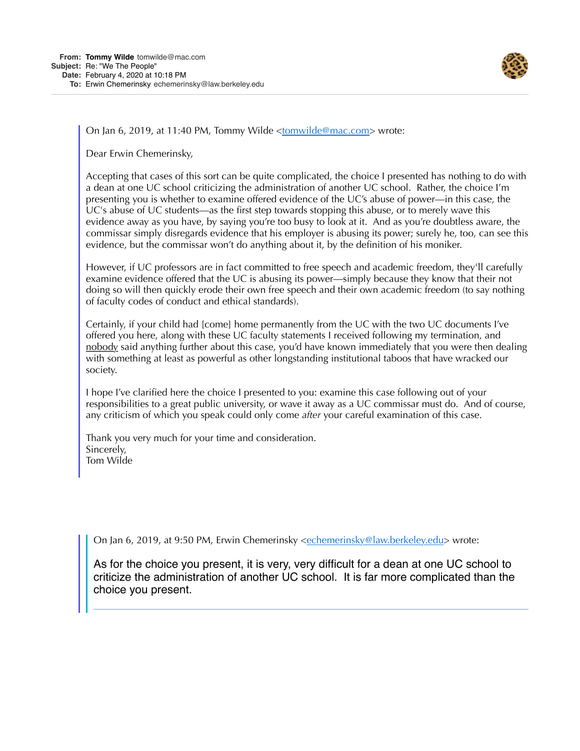**From:** **Tommy Wilde** tomwilde@mac.com
**Subject:** Re: "We The People"
**Date:** February 4, 2020 at 10:18 PM
**To:** Erwin Chemerinsky echemerinsky@law.berkeley.edu

> On Jan 6, 2019, at 11:40 PM, Tommy Wilde <tomwilde@mac.com> wrote:
>
> Dear Erwin Chemerinsky,
>
> Accepting that cases of this sort can be quite complicated, the choice I presented has nothing to do with a dean at one UC school criticizing the administration of another UC school. Rather, the choice I'm presenting you is whether to examine offered evidence of the UC's abuse of power—in this case, the UC's abuse of UC students—as the first step towards stopping this abuse, or to merely wave this evidence away as you have, by saying you're too busy to look at it. And as you're doubtless aware, the commissar simply disregards evidence that his employer is abusing its power; surely he, too, can see this evidence, but the commissar won't do anything about it, by the definition of his moniker.
>
> However, if UC professors are in fact committed to free speech and academic freedom, they'll carefully examine evidence offered that the UC is abusing its power—simply because they know that their not doing so will then quickly erode their own free speech and their own academic freedom (to say nothing of faculty codes of conduct and ethical standards).
>
> Certainly, if your child had [come] home permanently from the UC with the two UC documents I've offered you here, along with these UC faculty statements I received following my termination, and <u>nobody</u> said anything further about this case, you'd have known immediately that you were then dealing with something at least as powerful as other longstanding institutional taboos that have wracked our society.
>
> I hope I've clarified here the choice I presented to you: examine this case following out of your responsibilities to a great public university, or wave it away as a UC commissar must do. And of course, any criticism of which you speak could only come *after* your careful examination of this case.
>
> Thank you very much for your time and consideration.
> Sincerely,
> Tom Wilde
>
>> On Jan 6, 2019, at 9:50 PM, Erwin Chemerinsky <echemerinsky@law.berkeley.edu> wrote:
>>
>> As for the choice you present, it is very, very difficult for a dean at one UC school to criticize the administration of another UC school. It is far more complicated than the choice you present.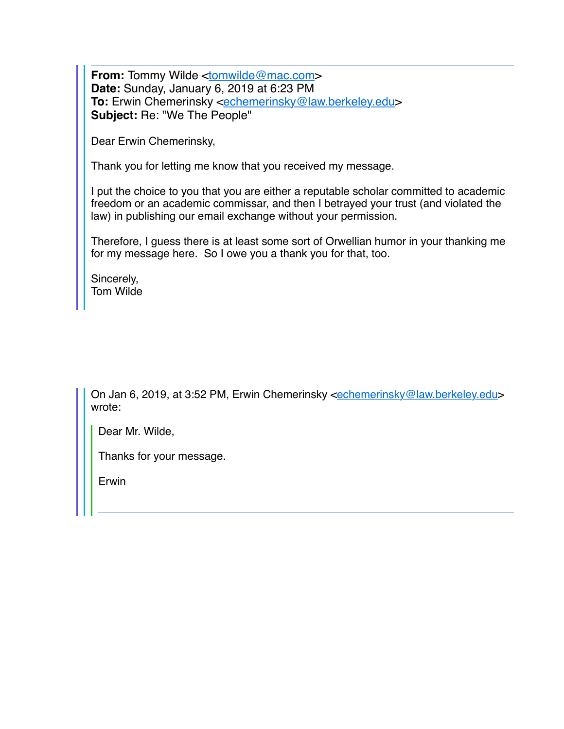**From:** Tommy Wilde <tomwilde@mac.com>
**Date:** Sunday, January 6, 2019 at 6:23 PM
**To:** Erwin Chemerinsky <echemerinsky@law.berkeley.edu>
**Subject:** Re: "We The People"

Dear Erwin Chemerinsky,

Thank you for letting me know that you received my message.

I put the choice to you that you are either a reputable scholar committed to academic freedom or an academic commissar, and then I betrayed your trust (and violated the law) in publishing our email exchange without your permission.

Therefore, I guess there is at least some sort of Orwellian humor in your thanking me for my message here. So I owe you a thank you for that, too.

Sincerely,
Tom Wilde

> On Jan 6, 2019, at 3:52 PM, Erwin Chemerinsky <echemerinsky@law.berkeley.edu> wrote:
>
> > Dear Mr. Wilde,
> >
> > Thanks for your message.
> >
> > Erwin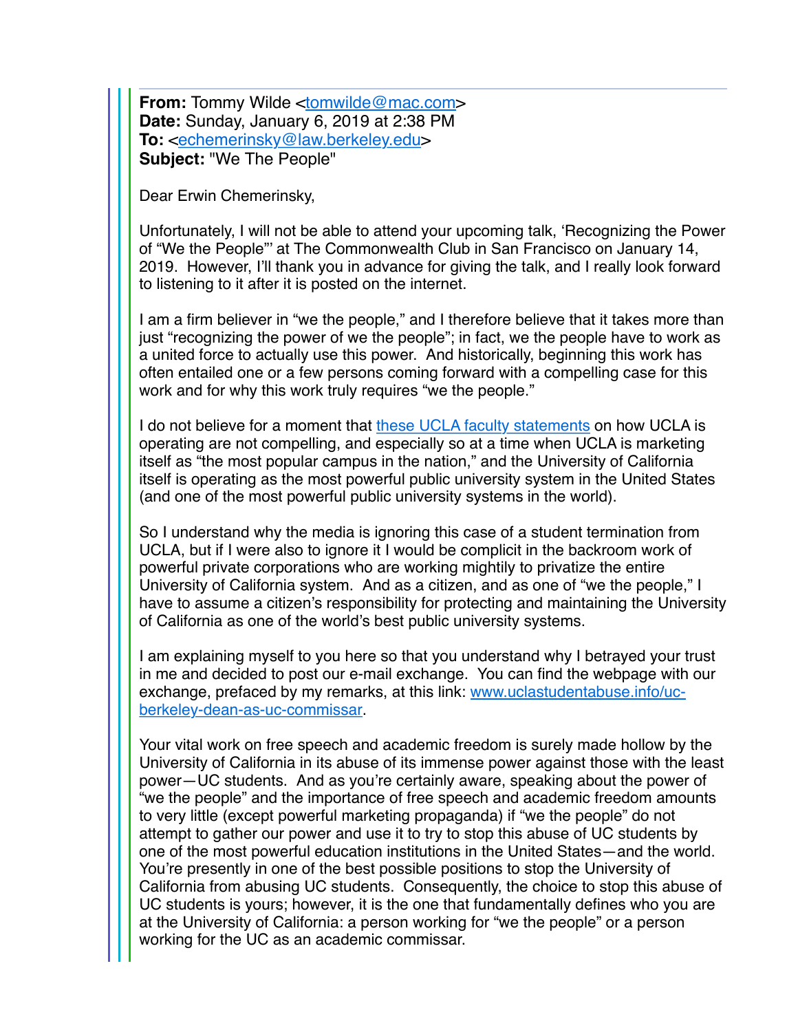**From:** Tommy Wilde <[tomwilde@mac.com](mailto:tomwilde@mac.com)>
**Date:** Sunday, January 6, 2019 at 2:38 PM
**To:** <[echemerinsky@law.berkeley.edu](mailto:echemerinsky@law.berkeley.edu)>
**Subject:** "We The People"

Dear Erwin Chemerinsky,

Unfortunately, I will not be able to attend your upcoming talk, 'Recognizing the Power of "We the People"' at The Commonwealth Club in San Francisco on January 14, 2019. However, I'll thank you in advance for giving the talk, and I really look forward to listening to it after it is posted on the internet.

I am a firm believer in "we the people," and I therefore believe that it takes more than just "recognizing the power of we the people"; in fact, we the people have to work as a united force to actually use this power. And historically, beginning this work has often entailed one or a few persons coming forward with a compelling case for this work and for why this work truly requires "we the people."

I do not believe for a moment that these UCLA faculty statements on how UCLA is operating are not compelling, and especially so at a time when UCLA is marketing itself as "the most popular campus in the nation," and the University of California itself is operating as the most powerful public university system in the United States (and one of the most powerful public university systems in the world).

So I understand why the media is ignoring this case of a student termination from UCLA, but if I were also to ignore it I would be complicit in the backroom work of powerful private corporations who are working mightily to privatize the entire University of California system. And as a citizen, and as one of "we the people," I have to assume a citizen's responsibility for protecting and maintaining the University of California as one of the world's best public university systems.

I am explaining myself to you here so that you understand why I betrayed your trust in me and decided to post our e-mail exchange. You can find the webpage with our exchange, prefaced by my remarks, at this link: [www.uclastudentabuse.info/uc-berkeley-dean-as-uc-commissar](http://www.uclastudentabuse.info/uc-berkeley-dean-as-uc-commissar).

Your vital work on free speech and academic freedom is surely made hollow by the University of California in its abuse of its immense power against those with the least power—UC students. And as you're certainly aware, speaking about the power of "we the people" and the importance of free speech and academic freedom amounts to very little (except powerful marketing propaganda) if "we the people" do not attempt to gather our power and use it to try to stop this abuse of UC students by one of the most powerful education institutions in the United States—and the world. You're presently in one of the best possible positions to stop the University of California from abusing UC students. Consequently, the choice to stop this abuse of UC students is yours; however, it is the one that fundamentally defines who you are at the University of California: a person working for "we the people" or a person working for the UC as an academic commissar.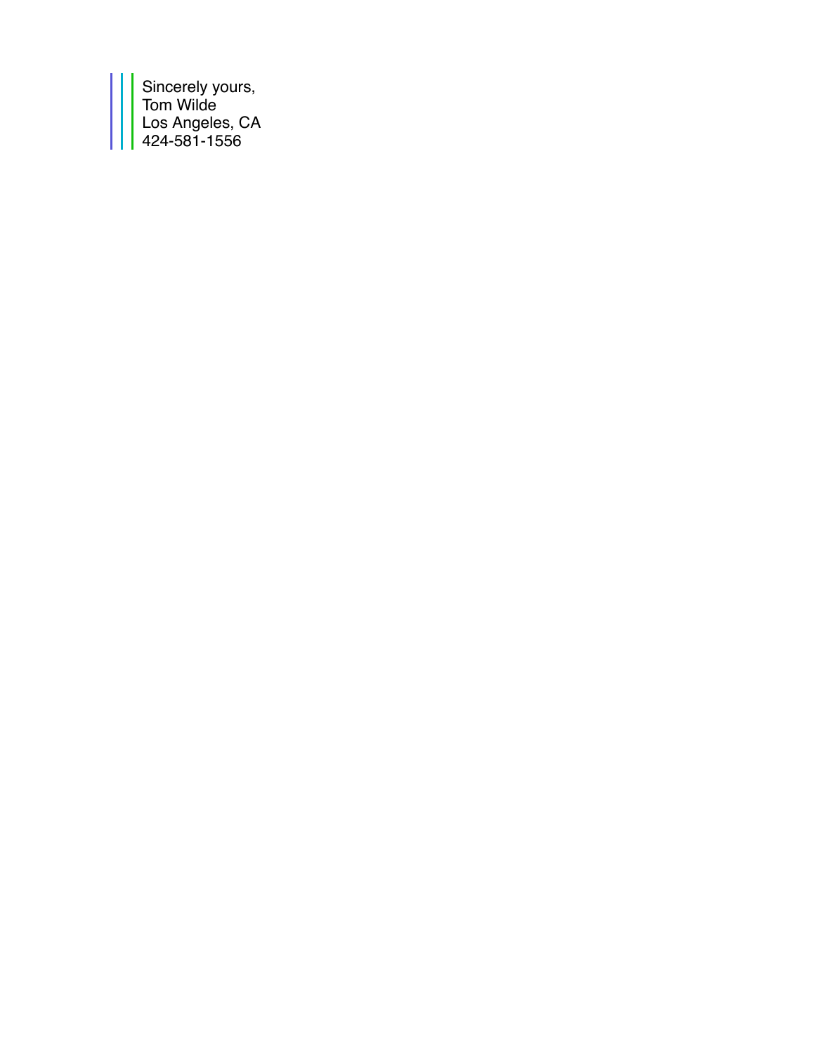Sincerely yours,
Tom Wilde
Los Angeles, CA
424-581-1556